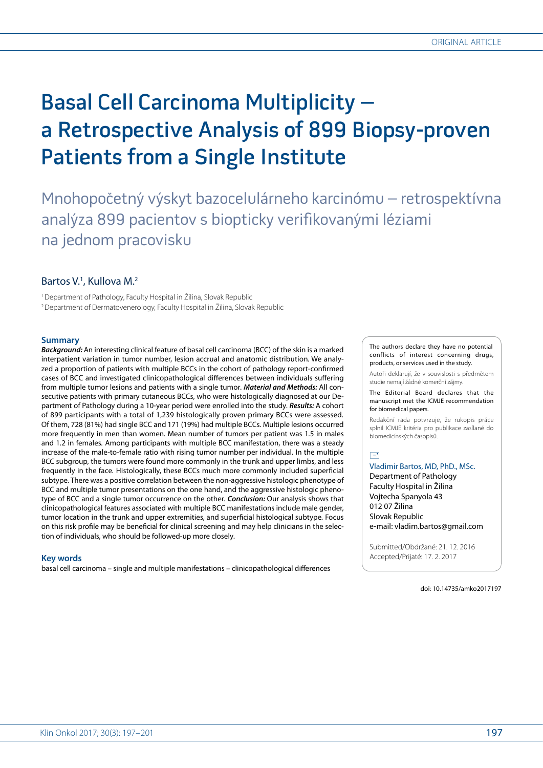ORIGINAL ARTICLE

# Basal Cell Carcinoma Multiplicity – a Retrospective Analysis of 899 Biopsy-proven Patients from a Single Institute

## Mnohopočetný výskyt bazocelulárneho karcinómu – retrospektívna analýza 899 pacientov s biopticky verifikovanými léziami na jednom pracovisku

Bartos V.[1], Kullova M.[2]

[1] Department of Pathology, Faculty Hospital in Žilina, Slovak Republic
[2] Department of Dermatovenerology, Faculty Hospital in Žilina, Slovak Republic

### Summary

***Background:*** An interesting clinical feature of basal cell carcinoma (BCC) of the skin is a marked interpatient variation in tumor number, lesion accrual and anatomic distribution. We analyzed a proportion of patients with multiple BCCs in the cohort of pathology report-confirmed cases of BCC and investigated clinicopathological differences between individuals suffering from multiple tumor lesions and patients with a single tumor. ***Material and Methods:*** All consecutive patients with primary cutaneous BCCs, who were histologically diagnosed at our Department of Pathology during a 10-year period were enrolled into the study. ***Results:*** A cohort of 899 participants with a total of 1,239 histologically proven primary BCCs were assessed. Of them, 728 (81%) had single BCC and 171 (19%) had multiple BCCs. Multiple lesions occurred more frequently in men than women. Mean number of tumors per patient was 1.5 in males and 1.2 in females. Among participants with multiple BCC manifestation, there was a steady increase of the male-to-female ratio with rising tumor number per individual. In the multiple BCC subgroup, the tumors were found more commonly in the trunk and upper limbs, and less frequently in the face. Histologically, these BCCs much more commonly included superficial subtype. There was a positive correlation between the non-aggressive histologic phenotype of BCC and multiple tumor presentations on the one hand, and the aggressive histologic phenotype of BCC and a single tumor occurrence on the other. ***Conclusion:*** Our analysis shows that clinicopathological features associated with multiple BCC manifestations include male gender, tumor location in the trunk and upper extremities, and superficial histological subtype. Focus on this risk profile may be beneficial for clinical screening and may help clinicians in the selection of individuals, who should be followed-up more closely.

### Key words

basal cell carcinoma – single and multiple manifestations – clinicopathological differences

The authors declare they have no potential conflicts of interest concerning drugs, products, or services used in the study.

Autoři deklarují, že v souvislosti s předmětem studie nemají žádné komerční zájmy.

The Editorial Board declares that the manuscript met the ICMJE recommendation for biomedical papers.

Redakční rada potvrzuje, že rukopis práce splnil ICMJE kritéria pro publikace zasílané do biomedicínských časopisů.

Vladimir Bartos, MD, PhD., MSc.
Department of Pathology
Faculty Hospital in Žilina
Vojtecha Spanyola 43
012 07 Žilina
Slovak Republic
e-mail: vladim.bartos@gmail.com

Submitted/Obdržané: 21. 12. 2016
Accepted/Prijaté: 17. 2. 2017

doi: 10.14735/amko2017197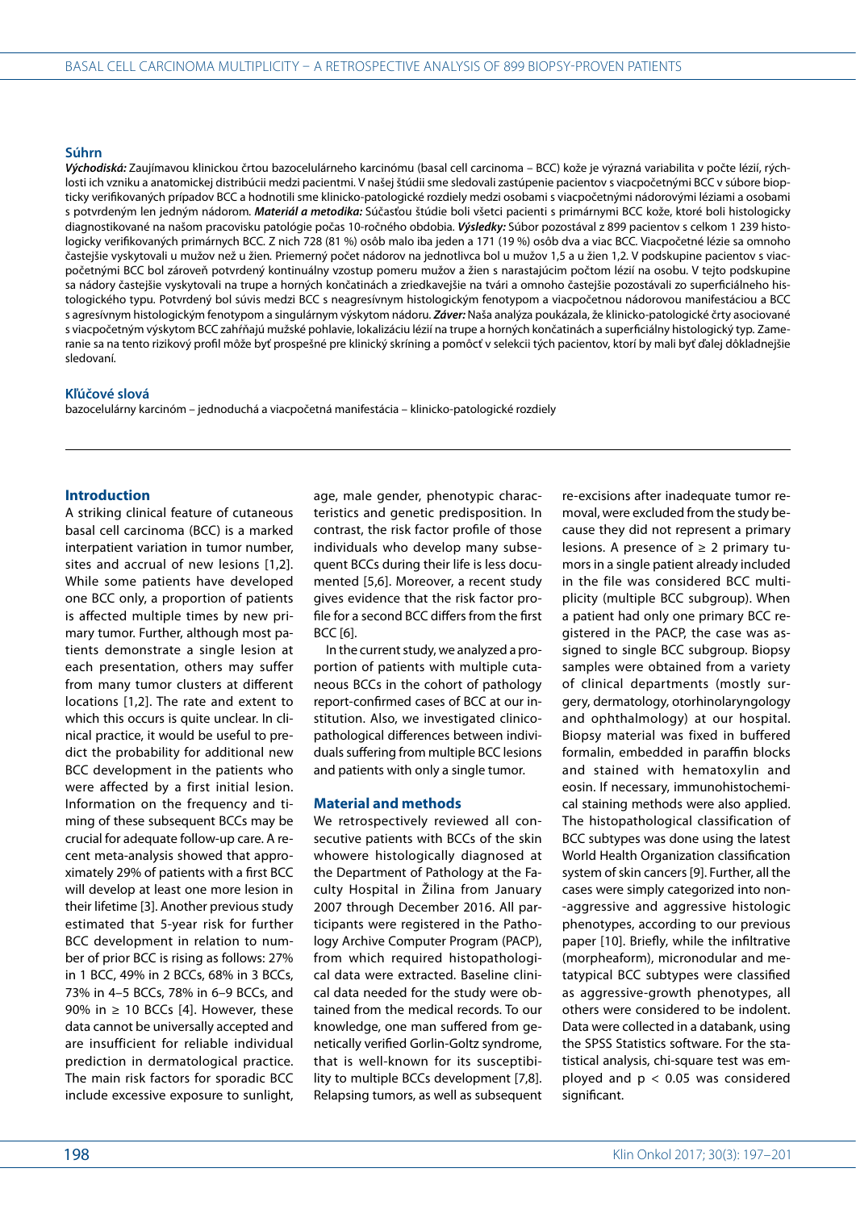## Súhrn

***Východiská:*** Zaujímavou klinickou črtou bazocelulárneho karcinómu (basal cell carcinoma – BCC) kože je výrazná variabilita v počte lézií, rýchlosti ich vzniku a anatomickej distribúcii medzi pacientmi. V našej štúdii sme sledovali zastúpenie pacientov s viacpočetnými BCC v súbore bioptický verifikovaných prípadov BCC a hodnotili sme klinicko-patologické rozdiely medzi osobami s viacpočetnými nádorovými léziami a osobami s potvrdeným len jedným nádorom. ***Materiál a metodika:*** Súčasťou štúdie boli všetci pacienti s primárnymi BCC kože, ktoré boli histologicky diagnostikované na našom pracovisku patológie počas 10-ročného obdobia. ***Výsledky:*** Súbor pozostával z 899 pacientov s celkom 1 239 histologicky verifikovaných primárnych BCC. Z nich 728 (81 %) osôb malo iba jeden a 171 (19 %) osôb dva a viac BCC. Viacpočetné lézie sa omnoho častejšie vyskytovali u mužov než u žien. Priemerný počet nádorov na jednotlivca bol u mužov 1,5 a u žien 1,2. V podskupine pacientov s viacpočetnými BCC bol zároveň potvrdený kontinuálny vzostup pomeru mužov a žien s narastajúcim počtom lézií na osobu. V tejto podskupine sa nádory častejšie vyskytovali na trupe a horných končatinách a zriedkavejšie na tvári a omnoho častejšie pozostávali zo superficiálneho histologického typu. Potvrdený bol súvis medzi BCC s neagresívnym histologickým fenotypom a viacpočetnou nádorovou manifestáciou a BCC s agresívnym histologickým fenotypom a singulárnym výskytom nádoru. ***Záver:*** Naša analýza poukázala, že klinicko-patologické črty asociované s viacpočetným výskytom BCC zahŕňajú mužské pohlavie, lokalizáciu lézií na trupe a horných končatinách a superficiálny histologický typ. Zameranie sa na tento rizikový profil môže byť prospešné pre klinický skríning a pomôcť v selekcii tých pacientov, ktorí by mali byť ďalej dôkladnejšie sledovaní.

## Kľúčové slová

bazocelulárny karcinóm – jednoduchá a viacpočetná manifestácia – klinicko-patologické rozdiely

## Introduction

A striking clinical feature of cutaneous basal cell carcinoma (BCC) is a marked interpatient variation in tumor number, sites and accrual of new lesions [1,2]. While some patients have developed one BCC only, a proportion of patients is affected multiple times by new primary tumor. Further, although most patients demonstrate a single lesion at each presentation, others may suffer from many tumor clusters at different locations [1,2]. The rate and extent to which this occurs is quite unclear. In clinical practice, it would be useful to predict the probability for additional new BCC development in the patients who were affected by a first initial lesion. Information on the frequency and timing of these subsequent BCCs may be crucial for adequate follow-up care. A recent meta-analysis showed that approximately 29% of patients with a first BCC will develop at least one more lesion in their lifetime [3]. Another previous study estimated that 5-year risk for further BCC development in relation to number of prior BCC is rising as follows: 27% in 1 BCC, 49% in 2 BCCs, 68% in 3 BCCs, 73% in 4–5 BCCs, 78% in 6–9 BCCs, and 90% in ≥ 10 BCCs [4]. However, these data cannot be universally accepted and are insufficient for reliable individual prediction in dermatological practice. The main risk factors for sporadic BCC include excessive exposure to sunlight, age, male gender, phenotypic characteristics and genetic predisposition. In contrast, the risk factor profile of those individuals who develop many subsequent BCCs during their life is less documented [5,6]. Moreover, a recent study gives evidence that the risk factor profile for a second BCC differs from the first BCC [6].

In the current study, we analyzed a proportion of patients with multiple cutaneous BCCs in the cohort of pathology report-confirmed cases of BCC at our institution. Also, we investigated clinicopathological differences between individuals suffering from multiple BCC lesions and patients with only a single tumor.

## Material and methods

We retrospectively reviewed all consecutive patients with BCCs of the skin whowere histologically diagnosed at the Department of Pathology at the Faculty Hospital in Žilina from January 2007 through December 2016. All participants were registered in the Pathology Archive Computer Program (PACP), from which required histopathological data were extracted. Baseline clinical data needed for the study were obtained from the medical records. To our knowledge, one man suffered from genetically verified Gorlin-Goltz syndrome, that is well-known for its susceptibility to multiple BCCs development [7,8]. Relapsing tumors, as well as subsequent re-excisions after inadequate tumor removal, were excluded from the study because they did not represent a primary lesions. A presence of ≥ 2 primary tumors in a single patient already included in the file was considered BCC multiplicity (multiple BCC subgroup). When a patient had only one primary BCC registered in the PACP, the case was assigned to single BCC subgroup. Biopsy samples were obtained from a variety of clinical departments (mostly surgery, dermatology, otorhinolaryngology and ophthalmology) at our hospital. Biopsy material was fixed in buffered formalin, embedded in paraffin blocks and stained with hematoxylin and eosin. If necessary, immunohistochemical staining methods were also applied. The histopathological classification of BCC subtypes was done using the latest World Health Organization classification system of skin cancers [9]. Further, all the cases were simply categorized into non-aggressive and aggressive histologic phenotypes, according to our previous paper [10]. Briefly, while the infiltrative (morpheaform), micronodular and metatypical BCC subtypes were classified as aggressive-growth phenotypes, all others were considered to be indolent. Data were collected in a databank, using the SPSS Statistics software. For the statistical analysis, chi-square test was employed and $p < 0.05$ was considered significant.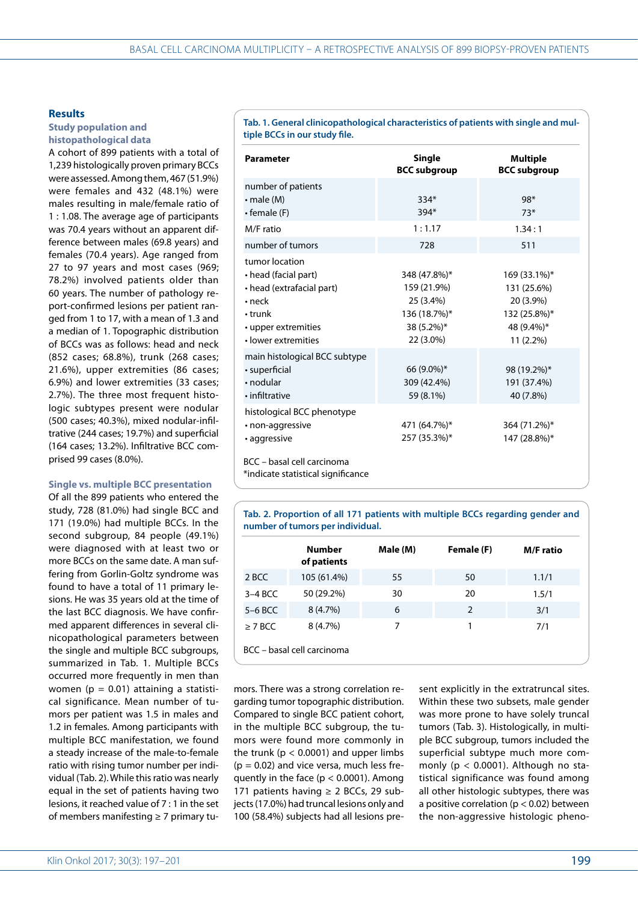## Results

### Study population and histopathological data

A cohort of 899 patients with a total of 1,239 histologically proven primary BCCs were assessed. Among them, 467 (51.9%) were females and 432 (48.1%) were males resulting in male/female ratio of 1 : 1.08. The average age of participants was 70.4 years without an apparent difference between males (69.8 years) and females (70.4 years). Age ranged from 27 to 97 years and most cases (969; 78.2%) involved patients older than 60 years. The number of pathology report-confirmed lesions per patient ranged from 1 to 17, with a mean of 1.3 and a median of 1. Topographic distribution of BCCs was as follows: head and neck (852 cases; 68.8%), trunk (268 cases; 21.6%), upper extremities (86 cases; 6.9%) and lower extremities (33 cases; 2.7%). The three most frequent histologic subtypes present were nodular (500 cases; 40.3%), mixed nodular-infiltrative (244 cases; 19.7%) and superficial (164 cases; 13.2%). Infiltrative BCC comprised 99 cases (8.0%).

### Single vs. multiple BCC presentation

Of all the 899 patients who entered the study, 728 (81.0%) had single BCC and 171 (19.0%) had multiple BCCs. In the second subgroup, 84 people (49.1%) were diagnosed with at least two or more BCCs on the same date. A man suffering from Gorlin-Goltz syndrome was found to have a total of 11 primary lesions. He was 35 years old at the time of the last BCC diagnosis. We have confirmed apparent differences in several clinicopathological parameters between the single and multiple BCC subgroups, summarized in Tab. 1. Multiple BCCs occurred more frequently in men than women ($p = 0.01$) attaining a statistical significance. Mean number of tumors per patient was 1.5 in males and 1.2 in females. Among participants with multiple BCC manifestation, we found a steady increase of the male-to-female ratio with rising tumor number per individual (Tab. 2). While this ratio was nearly equal in the set of patients having two lesions, it reached value of 7 : 1 in the set of members manifesting ≥ 7 primary tumors. There was a strong correlation regarding tumor topographic distribution. Compared to single BCC patient cohort, in the multiple BCC subgroup, the tumors were found more commonly in the trunk ($p < 0.0001$) and upper limbs ($p = 0.02$) and vice versa, much less frequently in the face ($p < 0.0001$). Among 171 patients having ≥ 2 BCCs, 29 subjects (17.0%) had truncal lesions only and 100 (58.4%) subjects had all lesions present explicitly in the extratruncal sites. Within these two subsets, male gender was more prone to have solely truncal tumors (Tab. 3). Histologically, in multiple BCC subgroup, tumors included the superficial subtype much more commonly ($p < 0.0001$). Although no statistical significance was found among all other histologic subtypes, there was a positive correlation ($p < 0.02$) between the non-aggressive histologic pheno-

**Tab. 1. General clinicopathological characteristics of patients with single and multiple BCCs in our study file.**

| Parameter | Single BCC subgroup | Multiple BCC subgroup |
|---|---|---|
| number of patients | | |
| • male (M) | 334* | 98* |
| • female (F) | 394* | 73* |
| M/F ratio | 1 : 1.17 | 1.34 : 1 |
| number of tumors | 728 | 511 |
| tumor location | | |
| • head (facial part) | 348 (47.8%)* | 169 (33.1%)* |
| • head (extrafacial part) | 159 (21.9%) | 131 (25.6%) |
| • neck | 25 (3.4%) | 20 (3.9%) |
| • trunk | 136 (18.7%)* | 132 (25.8%)* |
| • upper extremities | 38 (5.2%)* | 48 (9.4%)* |
| • lower extremities | 22 (3.0%) | 11 (2.2%) |
| main histological BCC subtype | | |
| • superficial | 66 (9.0%)* | 98 (19.2%)* |
| • nodular | 309 (42.4%) | 191 (37.4%) |
| • infiltrative | 59 (8.1%) | 40 (7.8%) |
| histological BCC phenotype | | |
| • non-aggressive | 471 (64.7%)* | 364 (71.2%)* |
| • aggressive | 257 (35.3%)* | 147 (28.8%)* |

BCC – basal cell carcinoma
*indicate statistical significance

**Tab. 2. Proportion of all 171 patients with multiple BCCs regarding gender and number of tumors per individual.**

| | Number of patients | Male (M) | Female (F) | M/F ratio |
|---|---|---|---|---|
| 2 BCC | 105 (61.4%) | 55 | 50 | 1.1/1 |
| 3–4 BCC | 50 (29.2%) | 30 | 20 | 1.5/1 |
| 5–6 BCC | 8 (4.7%) | 6 | 2 | 3/1 |
| ≥ 7 BCC | 8 (4.7%) | 7 | 1 | 7/1 |

BCC – basal cell carcinoma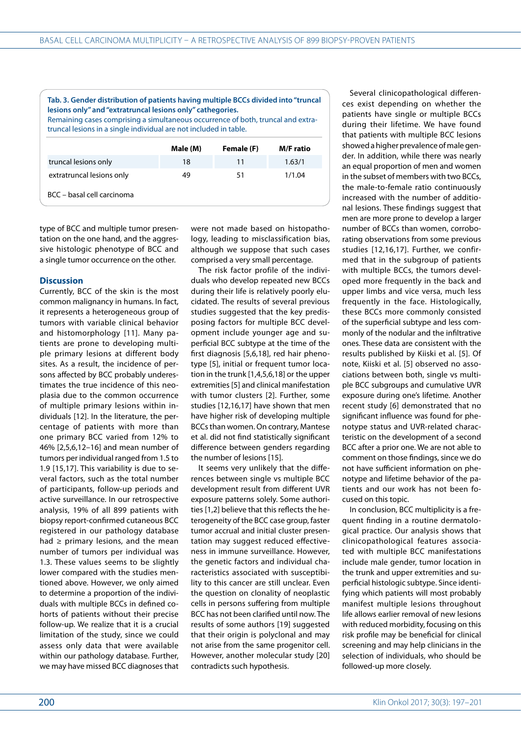**Tab. 3. Gender distribution of patients having multiple BCCs divided into "truncal lesions only" and "extratruncal lesions only" cathegories.**
Remaining cases comprising a simultaneous occurrence of both, truncal and extra-truncal lesions in a single individual are not included in table.

| | Male (M) | Female (F) | M/F ratio |
|---|---|---|---|
| truncal lesions only | 18 | 11 | 1.63/1 |
| extratruncal lesions only | 49 | 51 | 1/1.04 |

BCC – basal cell carcinoma

type of BCC and multiple tumor presentation on the one hand, and the aggressive histologic phenotype of BCC and a single tumor occurrence on the other.

## Discussion

Currently, BCC of the skin is the most common malignancy in humans. In fact, it represents a heterogeneous group of tumors with variable clinical behavior and histomorphology [11]. Many patients are prone to developing multiple primary lesions at different body sites. As a result, the incidence of persons affected by BCC probably underestimates the true incidence of this neoplasia due to the common occurrence of multiple primary lesions within individuals [12]. In the literature, the percentage of patients with more than one primary BCC varied from 12% to 46% [2,5,6,12–16] and mean number of tumors per individual ranged from 1.5 to 1.9 [15,17]. This variability is due to several factors, such as the total number of participants, follow-up periods and active surveillance. In our retrospective analysis, 19% of all 899 patients with biopsy report-confirmed cutaneous BCC registered in our pathology database had ≥ primary lesions, and the mean number of tumors per individual was 1.3. These values seems to be slightly lower compared with the studies mentioned above. However, we only aimed to determine a proportion of the individuals with multiple BCCs in defined cohorts of patients without their precise follow-up. We realize that it is a crucial limitation of the study, since we could assess only data that were available within our pathology database. Further, we may have missed BCC diagnoses that were not made based on histopathology, leading to misclassification bias, although we suppose that such cases comprised a very small percentage.

The risk factor profile of the individuals who develop repeated new BCCs during their life is relatively poorly elucidated. The results of several previous studies suggested that the key predisposing factors for multiple BCC development include younger age and superficial BCC subtype at the time of the first diagnosis [5,6,18], red hair phenotype [5], initial or frequent tumor location in the trunk [1,4,5,6,18] or the upper extremities [5] and clinical manifestation with tumor clusters [2]. Further, some studies [12,16,17] have shown that men have higher risk of developing multiple BCCs than women. On contrary, Mantese et al. did not find statistically significant difference between genders regarding the number of lesions [15].

It seems very unlikely that the differences between single vs multiple BCC development result from different UVR exposure patterns solely. Some authorities [1,2] believe that this reflects the heterogeneity of the BCC case group, faster tumor accrual and initial cluster presentation may suggest reduced effectiveness in immune surveillance. However, the genetic factors and individual characteristics associated with susceptibility to this cancer are still unclear. Even the question on clonality of neoplastic cells in persons suffering from multiple BCC has not been clarified until now. The results of some authors [19] suggested that their origin is polyclonal and may not arise from the same progenitor cell. However, another molecular study [20] contradicts such hypothesis.

Several clinicopathological differences exist depending on whether the patients have single or multiple BCCs during their lifetime. We have found that patients with multiple BCC lesions showed a higher prevalence of male gender. In addition, while there was nearly an equal proportion of men and women in the subset of members with two BCCs, the male-to-female ratio continuously increased with the number of additional lesions. These findings suggest that men are more prone to develop a larger number of BCCs than women, corroborating observations from some previous studies [12,16,17]. Further, we confirmed that in the subgroup of patients with multiple BCCs, the tumors developed more frequently in the back and upper limbs and vice versa, much less frequently in the face. Histologically, these BCCs more commonly consisted of the superficial subtype and less commonly of the nodular and the infiltrative ones. These data are consistent with the results published by Kiiski et al. [5]. Of note, Kiiski et al. [5] observed no associations between both, single vs multiple BCC subgroups and cumulative UVR exposure during one's lifetime. Another recent study [6] demonstrated that no significant influence was found for phenotype status and UVR-related characteristic on the development of a second BCC after a prior one. We are not able to comment on those findings, since we do not have sufficient information on phenotype and lifetime behavior of the patients and our work has not been focused on this topic.

In conclusion, BCC multiplicity is a frequent finding in a routine dermatological practice. Our analysis shows that clinicopathological features associated with multiple BCC manifestations include male gender, tumor location in the trunk and upper extremities and superficial histologic subtype. Since identifying which patients will most probably manifest multiple lesions throughout life allows earlier removal of new lesions with reduced morbidity, focusing on this risk profile may be beneficial for clinical screening and may help clinicians in the selection of individuals, who should be followed-up more closely.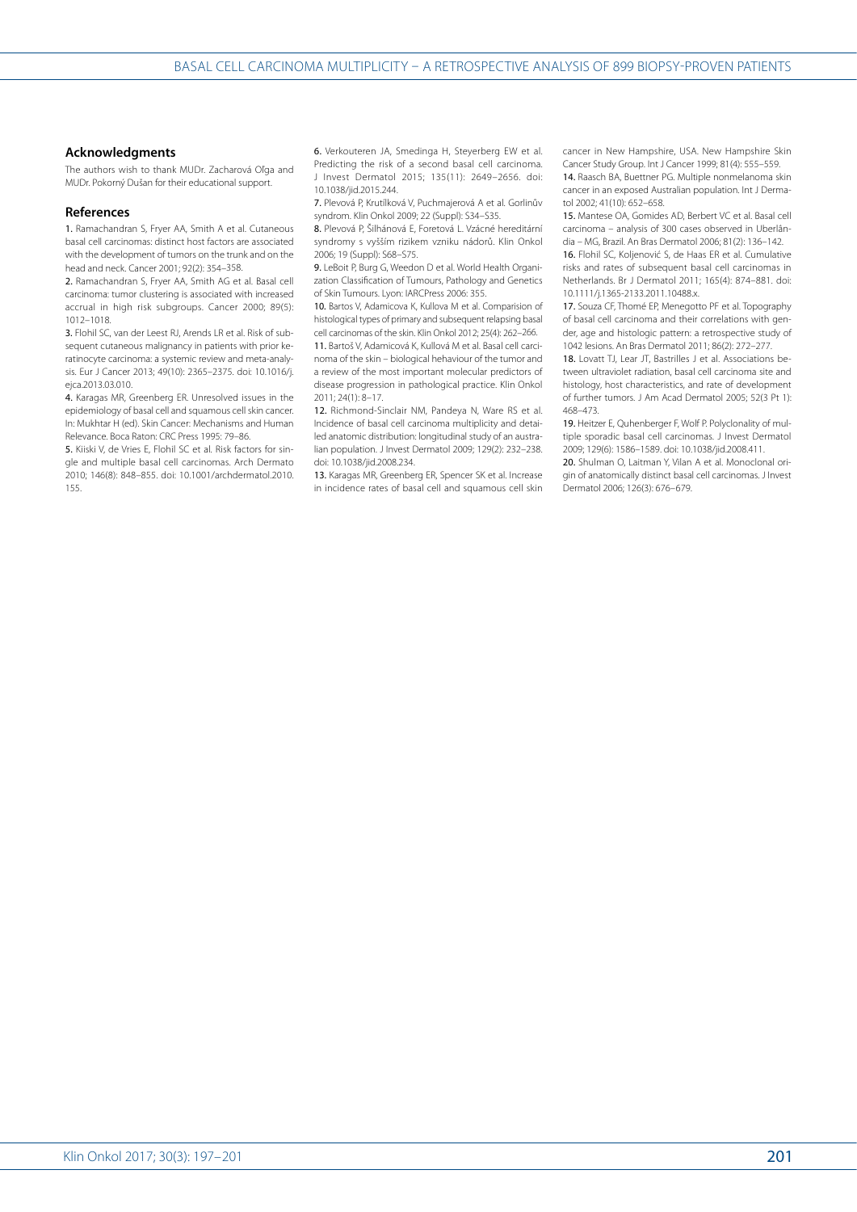## Acknowledgments

The authors wish to thank MUDr. Zacharová Oľga and MUDr. Pokorný Dušan for their educational support.

## References

1. Ramachandran S, Fryer AA, Smith A et al. Cutaneous basal cell carcinomas: distinct host factors are associated with the development of tumors on the trunk and on the head and neck. Cancer 2001; 92(2): 354–358.

2. Ramachandran S, Fryer AA, Smith AG et al. Basal cell carcinoma: tumor clustering is associated with increased accrual in high risk subgroups. Cancer 2000; 89(5): 1012–1018.

3. Flohil SC, van der Leest RJ, Arends LR et al. Risk of subsequent cutaneous malignancy in patients with prior keratinocyte carcinoma: a systemic review and meta-analysis. Eur J Cancer 2013; 49(10): 2365–2375. doi: 10.1016/j.ejca.2013.03.010.

4. Karagas MR, Greenberg ER. Unresolved issues in the epidemiology of basal cell and squamous cell skin cancer. In: Mukhtar H (ed). Skin Cancer: Mechanisms and Human Relevance. Boca Raton: CRC Press 1995: 79–86.

5. Kiiski V, de Vries E, Flohil SC et al. Risk factors for single and multiple basal cell carcinomas. Arch Dermato 2010; 146(8): 848–855. doi: 10.1001/archdermatol.2010.155.

6. Verkouteren JA, Smedinga H, Steyerberg EW et al. Predicting the risk of a second basal cell carcinoma. J Invest Dermatol 2015; 135(11): 2649–2656. doi: 10.1038/jid.2015.244.

7. Plevová P, Krutílková V, Puchmajerová A et al. Gorlinův syndrom. Klin Onkol 2009; 22 (Suppl): S34–S35.

8. Plevová P, Šilhánová E, Foretová L. Vzácné hereditární syndromy s vyšším rizikem vzniku nádorů. Klin Onkol 2006; 19 (Suppl): S68–S75.

9. LeBoit P, Burg G, Weedon D et al. World Health Organization Classification of Tumours, Pathology and Genetics of Skin Tumours. Lyon: IARCPress 2006: 355.

10. Bartos V, Adamicova K, Kullova M et al. Comparision of histological types of primary and subsequent relapsing basal cell carcinomas of the skin. Klin Onkol 2012; 25(4): 262–266.

11. Bartoš V, Adamicová K, Kullová M et al. Basal cell carcinoma of the skin – biological behaviour of the tumor and a review of the most important molecular predictors of disease progression in pathological practice. Klin Onkol 2011; 24(1): 8–17.

12. Richmond-Sinclair NM, Pandeya N, Ware RS et al. Incidence of basal cell carcinoma multiplicity and detailed anatomic distribution: longitudinal study of an australian population. J Invest Dermatol 2009; 129(2): 232–238. doi: 10.1038/jid.2008.234.

13. Karagas MR, Greenberg ER, Spencer SK et al. Increase in incidence rates of basal cell and squamous cell skin cancer in New Hampshire, USA. New Hampshire Skin Cancer Study Group. Int J Cancer 1999; 81(4): 555–559.

14. Raasch BA, Buettner PG. Multiple nonmelanoma skin cancer in an exposed Australian population. Int J Dermatol 2002; 41(10): 652–658.

15. Mantese OA, Gomides AD, Berbert VC et al. Basal cell carcinoma – analysis of 300 cases observed in Uberlândia – MG, Brazil. An Bras Dermatol 2006; 81(2): 136–142.

16. Flohil SC, Koljenović S, de Haas ER et al. Cumulative risks and rates of subsequent basal cell carcinomas in Netherlands. Br J Dermatol 2011; 165(4): 874–881. doi: 10.1111/j.1365-2133.2011.10488.x.

17. Souza CF, Thomé EP, Menegotto PF et al. Topography of basal cell carcinoma and their correlations with gender, age and histologic pattern: a retrospective study of 1042 lesions. An Bras Dermatol 2011; 86(2): 272–277.

18. Lovatt TJ, Lear JT, Bastrilles J et al. Associations between ultraviolet radiation, basal cell carcinoma site and histology, host characteristics, and rate of development of further tumors. J Am Acad Dermatol 2005; 52(3 Pt 1): 468–473.

19. Heitzer E, Quhenberger F, Wolf P. Polyclonality of multiple sporadic basal cell carcinomas. J Invest Dermatol 2009; 129(6): 1586–1589. doi: 10.1038/jid.2008.411.

20. Shulman O, Laitman Y, Vilan A et al. Monoclonal origin of anatomically distinct basal cell carcinomas. J Invest Dermatol 2006; 126(3): 676–679.